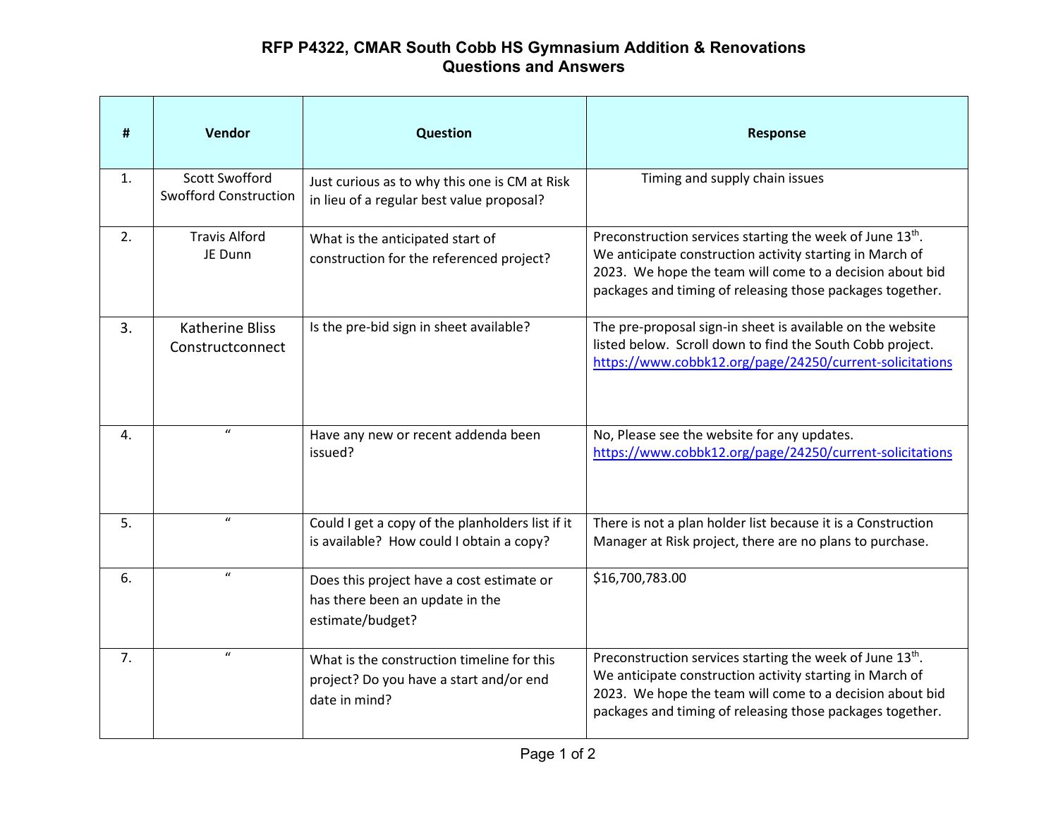# RFP P4322, CMAR South Cobb HS Gymnasium Addition & Renovations
## Questions and Answers

| # | Vendor | Question | Response |
|---|---|---|---|
| 1. | Scott Swofford Swofford Construction | Just curious as to why this one is CM at Risk in lieu of a regular best value proposal? | Timing and supply chain issues |
| 2. | Travis Alford JE Dunn | What is the anticipated start of construction for the referenced project? | Preconstruction services starting the week of June 13th. We anticipate construction activity starting in March of 2023. We hope the team will come to a decision about bid packages and timing of releasing those packages together. |
| 3. | Katherine Bliss Constructconnect | Is the pre-bid sign in sheet available? | The pre-proposal sign-in sheet is available on the website listed below. Scroll down to find the South Cobb project. https://www.cobbk12.org/page/24250/current-solicitations |
| 4. | " | Have any new or recent addenda been issued? | No, Please see the website for any updates. https://www.cobbk12.org/page/24250/current-solicitations |
| 5. | " | Could I get a copy of the planholders list if it is available? How could I obtain a copy? | There is not a plan holder list because it is a Construction Manager at Risk project, there are no plans to purchase. |
| 6. | " | Does this project have a cost estimate or has there been an update in the estimate/budget? | $16,700,783.00 |
| 7. | " | What is the construction timeline for this project? Do you have a start and/or end date in mind? | Preconstruction services starting the week of June 13th. We anticipate construction activity starting in March of 2023. We hope the team will come to a decision about bid packages and timing of releasing those packages together. |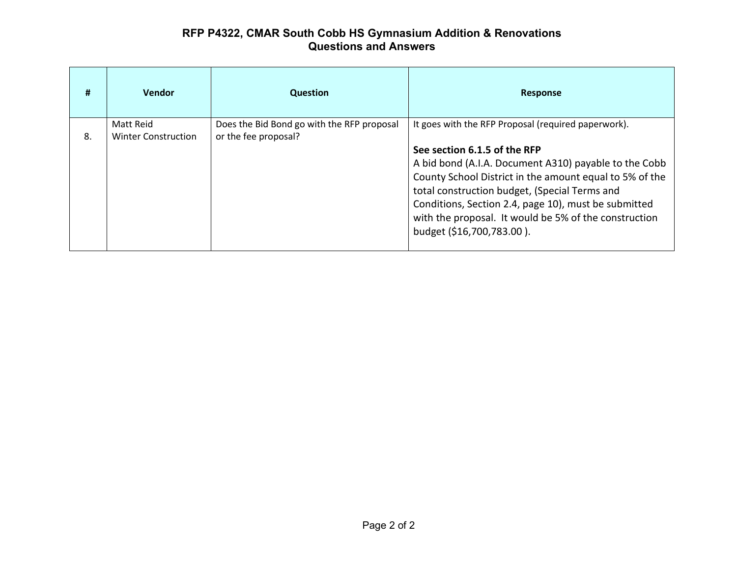# RFP P4322, CMAR South Cobb HS Gymnasium Addition & Renovations
## Questions and Answers

| # | Vendor | Question | Response |
|---|---|---|---|
| 8. | Matt Reid<br>Winter Construction | Does the Bid Bond go with the RFP proposal or the fee proposal? | It goes with the RFP Proposal (required paperwork).<br><br>**See section 6.1.5 of the RFP**<br>A bid bond (A.I.A. Document A310) payable to the Cobb County School District in the amount equal to 5% of the total construction budget, (Special Terms and Conditions, Section 2.4, page 10), must be submitted with the proposal. It would be 5% of the construction budget ($16,700,783.00 ). |